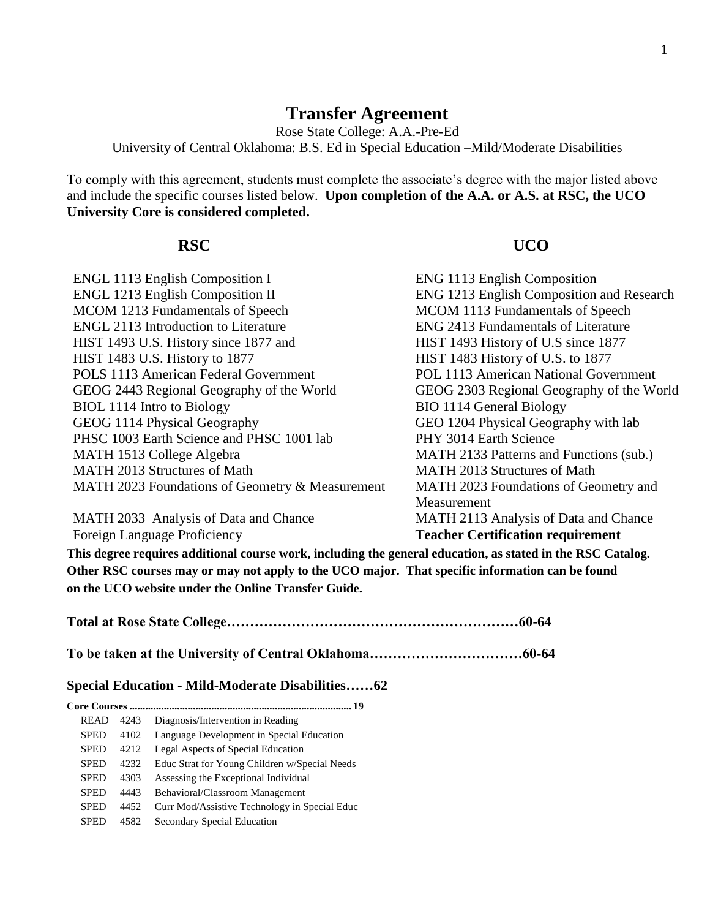# Transfer Agreement

Rose State College: A.A.-Pre-Ed

University of Central Oklahoma: B.S. Ed in Special Education –Mild/Moderate Disabilities

To comply with this agreement, students must complete the associate's degree with the major listed above and include the specific courses listed below. **Upon completion of the A.A. or A.S. at RSC, the UCO University Core is considered completed.**

| RSC | UCO |
|---|---|
| ENGL 1113 English Composition I | ENG 1113 English Composition |
| ENGL 1213 English Composition II | ENG 1213 English Composition and Research |
| MCOM 1213 Fundamentals of Speech | MCOM 1113 Fundamentals of Speech |
| ENGL 2113 Introduction to Literature | ENG 2413 Fundamentals of Literature |
| HIST 1493 U.S. History since 1877 and | HIST 1493 History of U.S since 1877 |
| HIST 1483 U.S. History to 1877 | HIST 1483 History of U.S. to 1877 |
| POLS 1113 American Federal Government | POL 1113 American National Government |
| GEOG 2443 Regional Geography of the World | GEOG 2303 Regional Geography of the World |
| BIOL 1114 Intro to Biology | BIO 1114 General Biology |
| GEOG 1114 Physical Geography | GEO 1204 Physical Geography with lab |
| PHSC 1003 Earth Science and PHSC 1001 lab | PHY 3014 Earth Science |
| MATH 1513 College Algebra | MATH 2133 Patterns and Functions (sub.) |
| MATH 2013 Structures of Math | MATH 2013 Structures of Math |
| MATH 2023 Foundations of Geometry & Measurement | MATH 2023 Foundations of Geometry and Measurement |
| MATH 2033 Analysis of Data and Chance | MATH 2113 Analysis of Data and Chance |
| Foreign Language Proficiency | **Teacher Certification requirement** |

**This degree requires additional course work, including the general education, as stated in the RSC Catalog. Other RSC courses may or may not apply to the UCO major. That specific information can be found on the UCO website under the Online Transfer Guide.**

**Total at Rose State College……………………………………………………60-64**

**To be taken at the University of Central Oklahoma……………………………60-64**

### Special Education - Mild-Moderate Disabilities……62

**Core Courses ....................................................................................19**

| | | |
|---|---|---|
| READ | 4243 | Diagnosis/Intervention in Reading |
| SPED | 4102 | Language Development in Special Education |
| SPED | 4212 | Legal Aspects of Special Education |
| SPED | 4232 | Educ Strat for Young Children w/Special Needs |
| SPED | 4303 | Assessing the Exceptional Individual |
| SPED | 4443 | Behavioral/Classroom Management |
| SPED | 4452 | Curr Mod/Assistive Technology in Special Educ |
| SPED | 4582 | Secondary Special Education |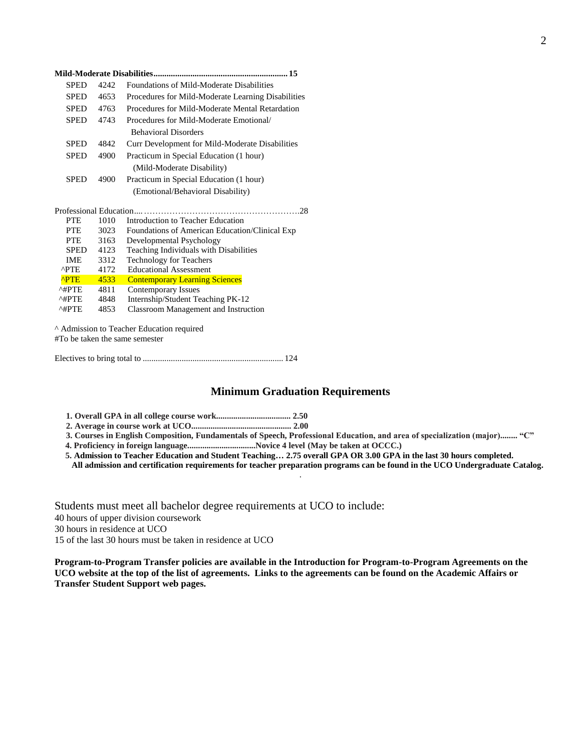**Mild-Moderate Disabilities............................................................ 15**

| | | |
|---|---|---|
| SPED | 4242 | Foundations of Mild-Moderate Disabilities |
| SPED | 4653 | Procedures for Mild-Moderate Learning Disabilities |
| SPED | 4763 | Procedures for Mild-Moderate Mental Retardation |
| SPED | 4743 | Procedures for Mild-Moderate Emotional/ Behavioral Disorders |
| SPED | 4842 | Curr Development for Mild-Moderate Disabilities |
| SPED | 4900 | Practicum in Special Education (1 hour) (Mild-Moderate Disability) |
| SPED | 4900 | Practicum in Special Education (1 hour) (Emotional/Behavioral Disability) |

Professional Education....……………………………………………….28

| | | |
|---|---|---|
| PTE | 1010 | Introduction to Teacher Education |
| PTE | 3023 | Foundations of American Education/Clinical Exp |
| PTE | 3163 | Developmental Psychology |
| SPED | 4123 | Teaching Individuals with Disabilities |
| IME | 3312 | Technology for Teachers |
| ^PTE | 4172 | Educational Assessment |
| ^PTE | 4533 | Contemporary Learning Sciences |
| ^#PTE | 4811 | Contemporary Issues |
| ^#PTE | 4848 | Internship/Student Teaching PK-12 |
| ^#PTE | 4853 | Classroom Management and Instruction |

^ Admission to Teacher Education required
#To be taken the same semester

Electives to bring total to ................................................................ 124

## Minimum Graduation Requirements

**1. Overall GPA in all college course work.................................. 2.50**
**2. Average in course work at UCO.............................................. 2.00**
**3. Courses in English Composition, Fundamentals of Speech, Professional Education, and area of specialization (major)........ "C"**
**4. Proficiency in foreign language...............................Novice 4 level (May be taken at OCCC.)**
**5. Admission to Teacher Education and Student Teaching… 2.75 overall GPA OR 3.00 GPA in the last 30 hours completed.**
**All admission and certification requirements for teacher preparation programs can be found in the UCO Undergraduate Catalog.**

Students must meet all bachelor degree requirements at UCO to include:
40 hours of upper division coursework
30 hours in residence at UCO
15 of the last 30 hours must be taken in residence at UCO

**Program-to-Program Transfer policies are available in the Introduction for Program-to-Program Agreements on the UCO website at the top of the list of agreements. Links to the agreements can be found on the Academic Affairs or Transfer Student Support web pages.**